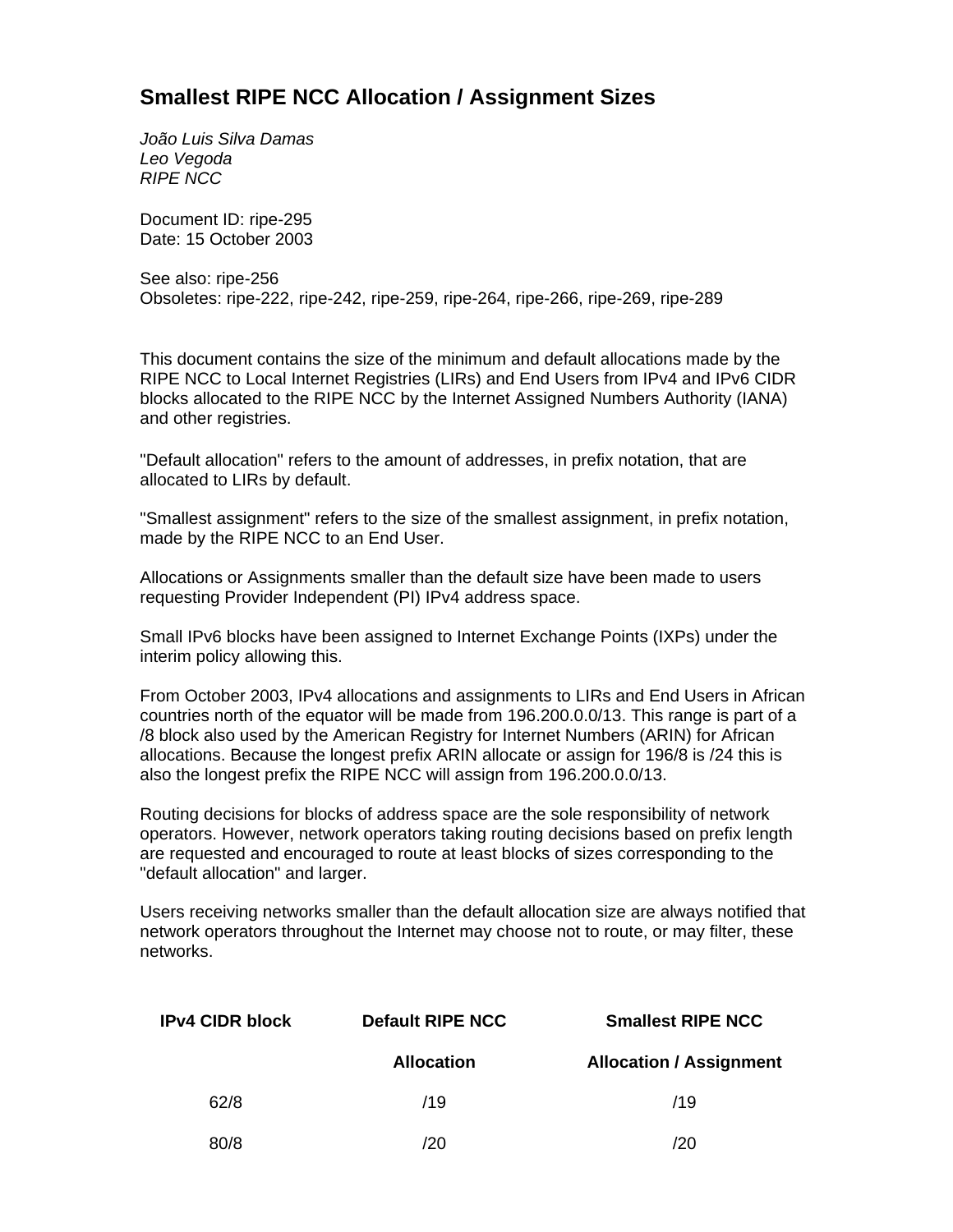# Smallest RIPE NCC Allocation / Assignment Sizes

*João Luis Silva Damas*
*Leo Vegoda*
*RIPE NCC*

Document ID: ripe-295
Date: 15 October 2003

See also: ripe-256
Obsoletes: ripe-222, ripe-242, ripe-259, ripe-264, ripe-266, ripe-269, ripe-289

This document contains the size of the minimum and default allocations made by the RIPE NCC to Local Internet Registries (LIRs) and End Users from IPv4 and IPv6 CIDR blocks allocated to the RIPE NCC by the Internet Assigned Numbers Authority (IANA) and other registries.

"Default allocation" refers to the amount of addresses, in prefix notation, that are allocated to LIRs by default.

"Smallest assignment" refers to the size of the smallest assignment, in prefix notation, made by the RIPE NCC to an End User.

Allocations or Assignments smaller than the default size have been made to users requesting Provider Independent (PI) IPv4 address space.

Small IPv6 blocks have been assigned to Internet Exchange Points (IXPs) under the interim policy allowing this.

From October 2003, IPv4 allocations and assignments to LIRs and End Users in African countries north of the equator will be made from 196.200.0.0/13. This range is part of a /8 block also used by the American Registry for Internet Numbers (ARIN) for African allocations. Because the longest prefix ARIN allocate or assign for 196/8 is /24 this is also the longest prefix the RIPE NCC will assign from 196.200.0.0/13.

Routing decisions for blocks of address space are the sole responsibility of network operators. However, network operators taking routing decisions based on prefix length are requested and encouraged to route at least blocks of sizes corresponding to the "default allocation" and larger.

Users receiving networks smaller than the default allocation size are always notified that network operators throughout the Internet may choose not to route, or may filter, these networks.

| IPv4 CIDR block | Default RIPE NCC Allocation | Smallest RIPE NCC Allocation / Assignment |
|---|---|---|
| 62/8 | /19 | /19 |
| 80/8 | /20 | /20 |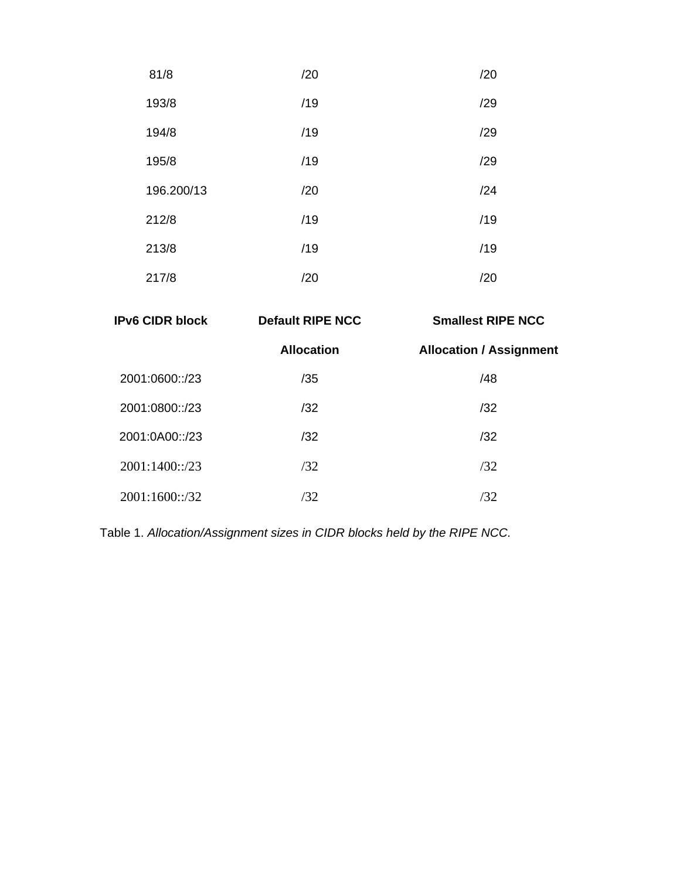| | | |
|---|---|---|
| 81/8 | /20 | /20 |
| 193/8 | /19 | /29 |
| 194/8 | /19 | /29 |
| 195/8 | /19 | /29 |
| 196.200/13 | /20 | /24 |
| 212/8 | /19 | /19 |
| 213/8 | /19 | /19 |
| 217/8 | /20 | /20 |

| IPv6 CIDR block | Default RIPE NCC Allocation | Smallest RIPE NCC Allocation / Assignment |
|---|---|---|
| 2001:0600::/23 | /35 | /48 |
| 2001:0800::/23 | /32 | /32 |
| 2001:0A00::/23 | /32 | /32 |
| 2001:1400::/23 | /32 | /32 |
| 2001:1600::/32 | /32 | /32 |

Table 1. *Allocation/Assignment sizes in CIDR blocks held by the RIPE NCC.*